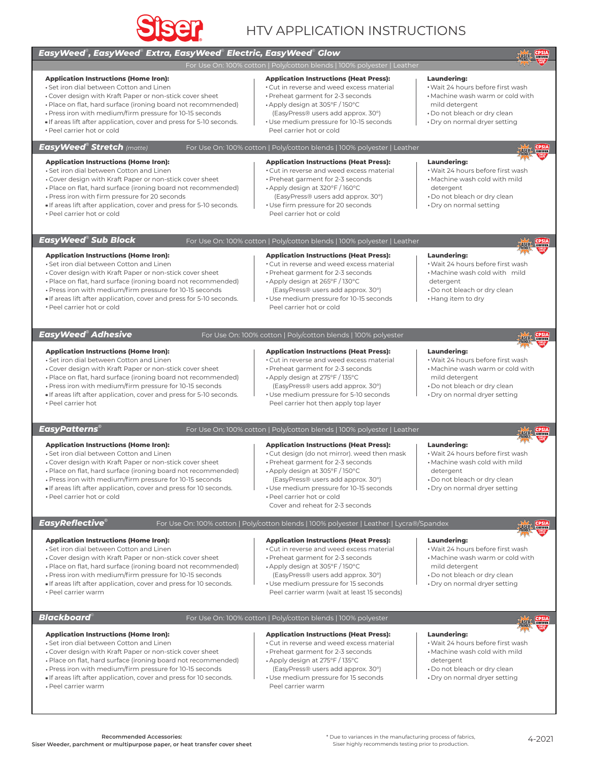# Siser HTV APPLICATION INSTRUCTIONS

## *EasyWeed®, EasyWeed® Extra, EasyWeed® Electric, EasyWeed® Glow*

For Use On: 100% cotton | Poly/cotton blends | 100% polyester | Leather

**Application Instructions (Home Iron):**
- Set iron dial between Cotton and Linen
- Cover design with Kraft Paper or non-stick cover sheet
- Place on flat, hard surface (ironing board not recommended)
- Press iron with medium/firm pressure for 10-15 seconds
- *If areas lift after application, cover and press for 5-10 seconds.
- Peel carrier hot or cold

**Application Instructions (Heat Press):**
- Cut in reverse and weed excess material
- Preheat garment for 2-3 seconds
- Apply design at 305°F / 160°C (EasyPress® users add approx. 30°)
- Use medium pressure for 10-15 seconds Peel carrier hot or cold

**Laundering:**
- Wait 24 hours before first wash
- Machine wash warm or cold with mild detergent
- Do not bleach or dry clean
- Dry on normal dryer setting

## *EasyWeed® Stretch (matte)*

For Use On: 100% cotton | Poly/cotton blends | 100% polyester | Leather

**Application Instructions (Home Iron):**
- Set iron dial between Cotton and Linen
- Cover design with Kraft Paper or non-stick cover sheet
- Place on flat, hard surface (ironing board not recommended)
- Press iron with firm pressure for 20 seconds
- *If areas lift after application, cover and press for 5-10 seconds.
- Peel carrier hot or cold

**Application Instructions (Heat Press):**
- Cut in reverse and weed excess material
- Preheat garment for 2-3 seconds
- Apply design at 320°F / 160°C (EasyPress® users add approx. 30°)
- Use firm pressure for 20 seconds Peel carrier hot or cold

**Laundering:**
- Wait 24 hours before first wash
- Machine wash cold with mild detergent
- Do not bleach or dry clean
- Dry on normal setting

## *EasyWeed® Sub Block*

For Use On: 100% cotton | Poly/cotton blends | 100% polyester | Leather

**Application Instructions (Home Iron):**
- Set iron dial between Cotton and Linen
- Cover design with Kraft Paper or non-stick cover sheet
- Place on flat, hard surface (ironing board not recommended)
- Press iron with medium/firm pressure for 10-15 seconds
- *If areas lift after application, cover and press for 5-10 seconds.
- Peel carrier hot or cold

**Application Instructions (Heat Press):**
- Cut in reverse and weed excess material
- Preheat garment for 2-3 seconds
- Apply design at 265°F / 130°C (EasyPress® users add approx. 30°)
- Use medium pressure for 10-15 seconds Peel carrier hot or cold

**Laundering:**
- Wait 24 hours before first wash
- Machine wash cold with mild detergent
- Do not bleach or dry clean
- Hang item to dry

## *EasyWeed® Adhesive*

For Use On: 100% cotton | Poly/cotton blends | 100% polyester

**Application Instructions (Home Iron):**
- Set iron dial between Cotton and Linen
- Cover design with Kraft Paper or non-stick cover sheet
- Place on flat, hard surface (ironing board not recommended)
- Press iron with medium/firm pressure for 10-15 seconds
- *If areas lift after application, cover and press for 5-10 seconds.
- Peel carrier hot

**Application Instructions (Heat Press):**
- Cut in reverse and weed excess material
- Preheat garment for 2-3 seconds
- Apply design at 275°F / 135°C (EasyPress® users add approx. 30°)
- Use medium pressure for 5-10 seconds Peel carrier hot then apply top layer

**Laundering:**
- Wait 24 hours before first wash
- Machine wash warm or cold with mild detergent
- Do not bleach or dry clean
- Dry on normal dryer setting

## *EasyPatterns®*

For Use On: 100% cotton | Poly/cotton blends | 100% polyester | Leather

**Application Instructions (Home Iron):**
- Set iron dial between Cotton and Linen
- Cover design with Kraft Paper or non-stick cover sheet
- Place on flat, hard surface (ironing board not recommended)
- Press iron with medium/firm pressure for 10-15 seconds
- *If areas lift after application, cover and press for 10 seconds.
- Peel carrier hot or cold

**Application Instructions (Heat Press):**
- Cut design (do not mirror). weed then mask
- Preheat garment for 2-3 seconds
- Apply design at 305°F / 150°C (EasyPress® users add approx. 30°)
- Use medium pressure for 10-15 seconds
- Peel carrier hot or cold Cover and reheat for 2-3 seconds

**Laundering:**
- Wait 24 hours before first wash
- Machine wash cold with mild detergent
- Do not bleach or dry clean
- Dry on normal dryer setting

## *EasyReflective®*

For Use On: 100% cotton | Poly/cotton blends | 100% polyester | Leather | Lycra®/Spandex

**Application Instructions (Home Iron):**
- Set iron dial between Cotton and Linen
- Cover design with Kraft Paper or non-stick cover sheet
- Place on flat, hard surface (ironing board not recommended)
- Press iron with medium/firm pressure for 10-15 seconds
- *If areas lift after application, cover and press for 10 seconds.
- Peel carrier warm

**Application Instructions (Heat Press):**
- Cut in reverse and weed excess material
- Preheat garment for 2-3 seconds
- Apply design at 305°F / 150°C (EasyPress® users add approx. 30°)
- Use medium pressure for 15 seconds Peel carrier warm (wait at least 15 seconds)

**Laundering:**
- Wait 24 hours before first wash
- Machine wash warm or cold with mild detergent
- Do not bleach or dry clean
- Dry on normal dryer setting

## *Blackboard®*

For Use On: 100% cotton | Poly/cotton blends | 100% polyester

**Application Instructions (Home Iron):**
- Set iron dial between Cotton and Linen
- Cover design with Kraft Paper or non-stick cover sheet
- Place on flat, hard surface (ironing board not recommended)
- Press iron with medium/firm pressure for 10-15 seconds
- *If areas lift after application, cover and press for 10 seconds.
- Peel carrier warm

**Application Instructions (Heat Press):**
- Cut in reverse and weed excess material
- Preheat garment for 2-3 seconds
- Apply design at 275°F / 135°C (EasyPress® users add approx. 30°)
- Use medium pressure for 15 seconds Peel carrier warm

**Laundering:**
- Wait 24 hours before first wash
- Machine wash cold with mild detergent
- Do not bleach or dry clean
- Dry on normal dryer setting

**Recommended Accessories:**
**Siser Weeder, parchment or multipurpose paper, or heat transfer cover sheet**

* Due to variances in the manufacturing process of fabrics, Siser highly recommends testing prior to production.

4-2021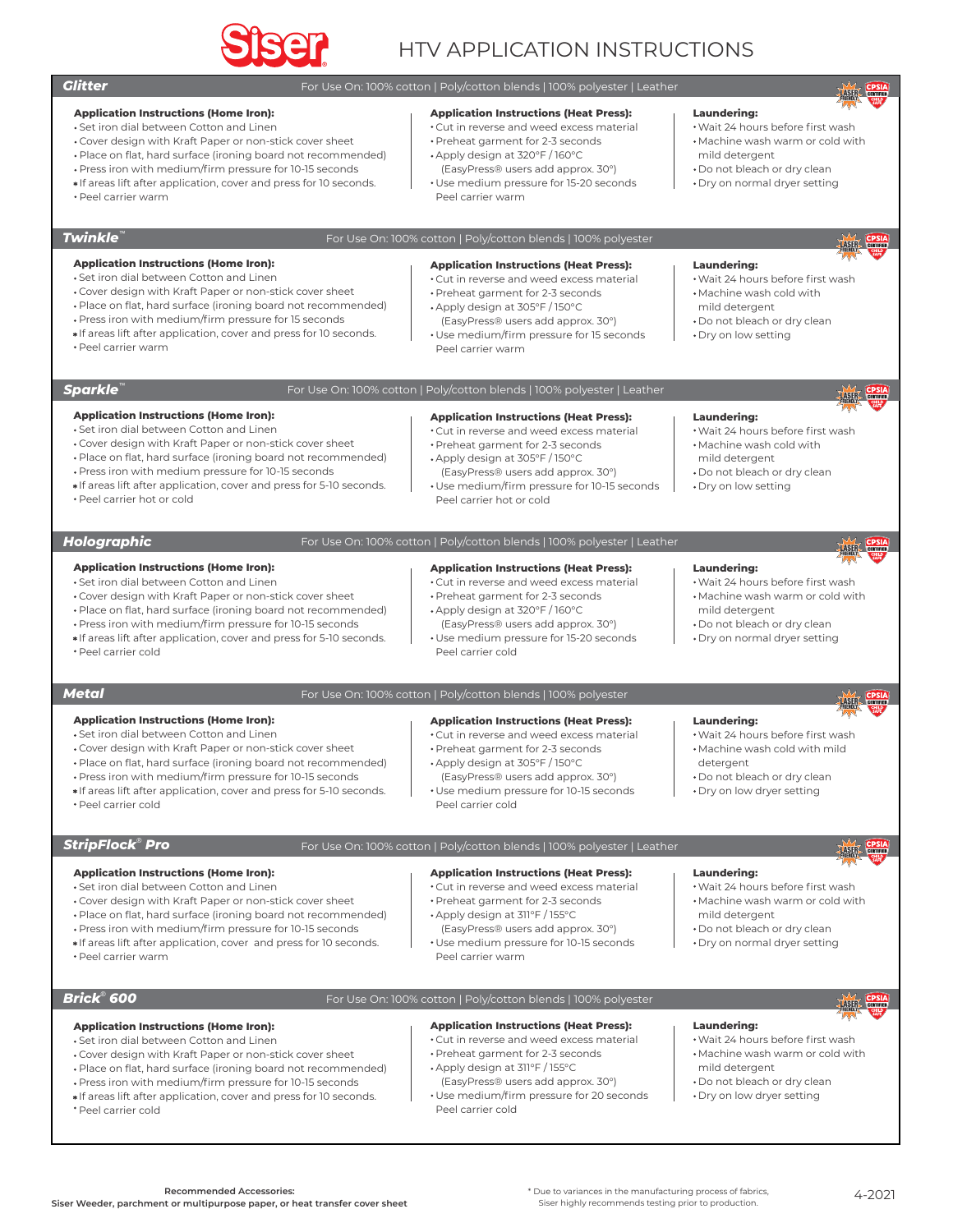# HTV APPLICATION INSTRUCTIONS

## Glitter

For Use On: 100% cotton | Poly/cotton blends | 100% polyester | Leather

**Application Instructions (Home Iron):**
- Set iron dial between Cotton and Linen
- Cover design with Kraft Paper or non-stick cover sheet
- Place on flat, hard surface (ironing board not recommended)
- Press iron with medium/firm pressure for 10-15 seconds
- *If areas lift after application, cover and press for 10 seconds.
- Peel carrier warm

**Application Instructions (Heat Press):**
- Cut in reverse and weed excess material
- Preheat garment for 2-3 seconds
- Apply design at 320°F / 160°C (EasyPress® users add approx. 30°)
- Use medium pressure for 15-20 seconds Peel carrier warm

**Laundering:**
- Wait 24 hours before first wash
- Machine wash warm or cold with mild detergent
- Do not bleach or dry clean
- Dry on normal dryer setting

## Twinkle™

For Use On: 100% cotton | Poly/cotton blends | 100% polyester

**Application Instructions (Home Iron):**
- Set iron dial between Cotton and Linen
- Cover design with Kraft Paper or non-stick cover sheet
- Place on flat, hard surface (ironing board not recommended)
- Press iron with medium/firm pressure for 15 seconds
- *If areas lift after application, cover and press for 10 seconds.
- Peel carrier warm

**Application Instructions (Heat Press):**
- Cut in reverse and weed excess material
- Preheat garment for 2-3 seconds
- Apply design at 305°F / 150°C (EasyPress® users add approx. 30°)
- Use medium/firm pressure for 15 seconds Peel carrier warm

**Laundering:**
- Wait 24 hours before first wash
- Machine wash cold with mild detergent
- Do not bleach or dry clean
- Dry on low setting

## Sparkle™

For Use On: 100% cotton | Poly/cotton blends | 100% polyester | Leather

**Application Instructions (Home Iron):**
- Set iron dial between Cotton and Linen
- Cover design with Kraft Paper or non-stick cover sheet
- Place on flat, hard surface (ironing board not recommended)
- Press iron with medium pressure for 10-15 seconds
- *If areas lift after application, cover and press for 5-10 seconds.
- Peel carrier hot or cold

**Application Instructions (Heat Press):**
- Cut in reverse and weed excess material
- Preheat garment for 2-3 seconds
- Apply design at 305°F / 150°C (EasyPress® users add approx. 30°)
- Use medium/firm pressure for 10-15 seconds Peel carrier hot or cold

**Laundering:**
- Wait 24 hours before first wash
- Machine wash cold with mild detergent
- Do not bleach or dry clean
- Dry on low setting

## Holographic

For Use On: 100% cotton | Poly/cotton blends | 100% polyester | Leather

**Application Instructions (Home Iron):**
- Set iron dial between Cotton and Linen
- Cover design with Kraft Paper or non-stick cover sheet
- Place on flat, hard surface (ironing board not recommended)
- Press iron with medium/firm pressure for 10-15 seconds
- *If areas lift after application, cover and press for 5-10 seconds.
- Peel carrier cold

**Application Instructions (Heat Press):**
- Cut in reverse and weed excess material
- Preheat garment for 2-3 seconds
- Apply design at 320°F / 160°C (EasyPress® users add approx. 30°)
- Use medium pressure for 15-20 seconds Peel carrier cold

**Laundering:**
- Wait 24 hours before first wash
- Machine wash warm or cold with mild detergent
- Do not bleach or dry clean
- Dry on normal dryer setting

## Metal

For Use On: 100% cotton | Poly/cotton blends | 100% polyester

**Application Instructions (Home Iron):**
- Set iron dial between Cotton and Linen
- Cover design with Kraft Paper or non-stick cover sheet
- Place on flat, hard surface (ironing board not recommended)
- Press iron with medium/firm pressure for 10-15 seconds
- *If areas lift after application, cover and press for 5-10 seconds.
- Peel carrier cold

**Application Instructions (Heat Press):**
- Cut in reverse and weed excess material
- Preheat garment for 2-3 seconds
- Apply design at 305°F / 150°C (EasyPress® users add approx. 30°)
- Use medium pressure for 10-15 seconds Peel carrier cold

**Laundering:**
- Wait 24 hours before first wash
- Machine wash cold with mild detergent
- Do not bleach or dry clean
- Dry on low dryer setting

## StripFlock® Pro

For Use On: 100% cotton | Poly/cotton blends | 100% polyester | Leather

**Application Instructions (Home Iron):**
- Set iron dial between Cotton and Linen
- Cover design with Kraft Paper or non-stick cover sheet
- Place on flat, hard surface (ironing board not recommended)
- Press iron with medium/firm pressure for 10-15 seconds
- *If areas lift after application, cover and press for 10 seconds.
- Peel carrier warm

**Application Instructions (Heat Press):**
- Cut in reverse and weed excess material
- Preheat garment for 2-3 seconds
- Apply design at 311°F / 155°C (EasyPress® users add approx. 30°)
- Use medium pressure for 10-15 seconds Peel carrier warm

**Laundering:**
- Wait 24 hours before first wash
- Machine wash warm or cold with mild detergent
- Do not bleach or dry clean
- Dry on normal dryer setting

## Brick® 600

For Use On: 100% cotton | Poly/cotton blends | 100% polyester

**Application Instructions (Home Iron):**
- Set iron dial between Cotton and Linen
- Cover design with Kraft Paper or non-stick cover sheet
- Place on flat, hard surface (ironing board not recommended)
- Press iron with medium/firm pressure for 10-15 seconds
- *If areas lift after application, cover and press for 10 seconds.
- Peel carrier cold

**Application Instructions (Heat Press):**
- Cut in reverse and weed excess material
- Preheat garment for 2-3 seconds
- Apply design at 311°F / 155°C (EasyPress® users add approx. 30°)
- Use medium/firm pressure for 20 seconds Peel carrier cold

**Laundering:**
- Wait 24 hours before first wash
- Machine wash warm or cold with mild detergent
- Do not bleach or dry clean
- Dry on low dryer setting

**Recommended Accessories:**
**Siser Weeder, parchment or multipurpose paper, or heat transfer cover sheet**

* Due to variances in the manufacturing process of fabrics, Siser highly recommends testing prior to production.

4-2021